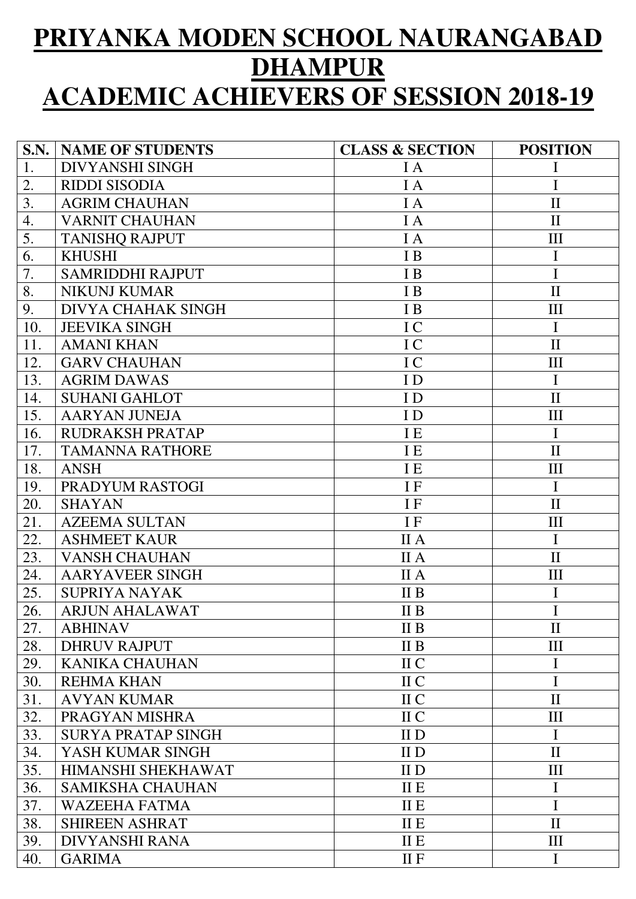# PRIYANKA MODEN SCHOOL NAURANGABAD DHAMPUR

# ACADEMIC ACHIEVERS OF SESSION 2018-19

| S.N. | NAME OF STUDENTS | CLASS & SECTION | POSITION |
|---|---|---|---|
| 1. | DIVYANSHI SINGH | I A | I |
| 2. | RIDDI SISODIA | I A | I |
| 3. | AGRIM CHAUHAN | I A | II |
| 4. | VARNIT CHAUHAN | I A | II |
| 5. | TANISHQ RAJPUT | I A | III |
| 6. | KHUSHI | I B | I |
| 7. | SAMRIDDHI RAJPUT | I B | I |
| 8. | NIKUNJ KUMAR | I B | II |
| 9. | DIVYA CHAHAK SINGH | I B | III |
| 10. | JEEVIKA SINGH | I C | I |
| 11. | AMANI KHAN | I C | II |
| 12. | GARV CHAUHAN | I C | III |
| 13. | AGRIM DAWAS | I D | I |
| 14. | SUHANI GAHLOT | I D | II |
| 15. | AARYAN JUNEJA | I D | III |
| 16. | RUDRAKSH PRATAP | I E | I |
| 17. | TAMANNA RATHORE | I E | II |
| 18. | ANSH | I E | III |
| 19. | PRADYUM RASTOGI | I F | I |
| 20. | SHAYAN | I F | II |
| 21. | AZEEMA SULTAN | I F | III |
| 22. | ASHMEET KAUR | II A | I |
| 23. | VANSH CHAUHAN | II A | II |
| 24. | AARYAVEER SINGH | II A | III |
| 25. | SUPRIYA NAYAK | II B | I |
| 26. | ARJUN AHALAWAT | II B | I |
| 27. | ABHINAV | II B | II |
| 28. | DHRUV RAJPUT | II B | III |
| 29. | KANIKA CHAUHAN | II C | I |
| 30. | REHMA KHAN | II C | I |
| 31. | AVYAN KUMAR | II C | II |
| 32. | PRAGYAN MISHRA | II C | III |
| 33. | SURYA PRATAP SINGH | II D | I |
| 34. | YASH KUMAR SINGH | II D | II |
| 35. | HIMANSHI SHEKHAWAT | II D | III |
| 36. | SAMIKSHA CHAUHAN | II E | I |
| 37. | WAZEEHA FATMA | II E | I |
| 38. | SHIREEN ASHRAT | II E | II |
| 39. | DIVYANSHI RANA | II E | III |
| 40. | GARIMA | II F | I |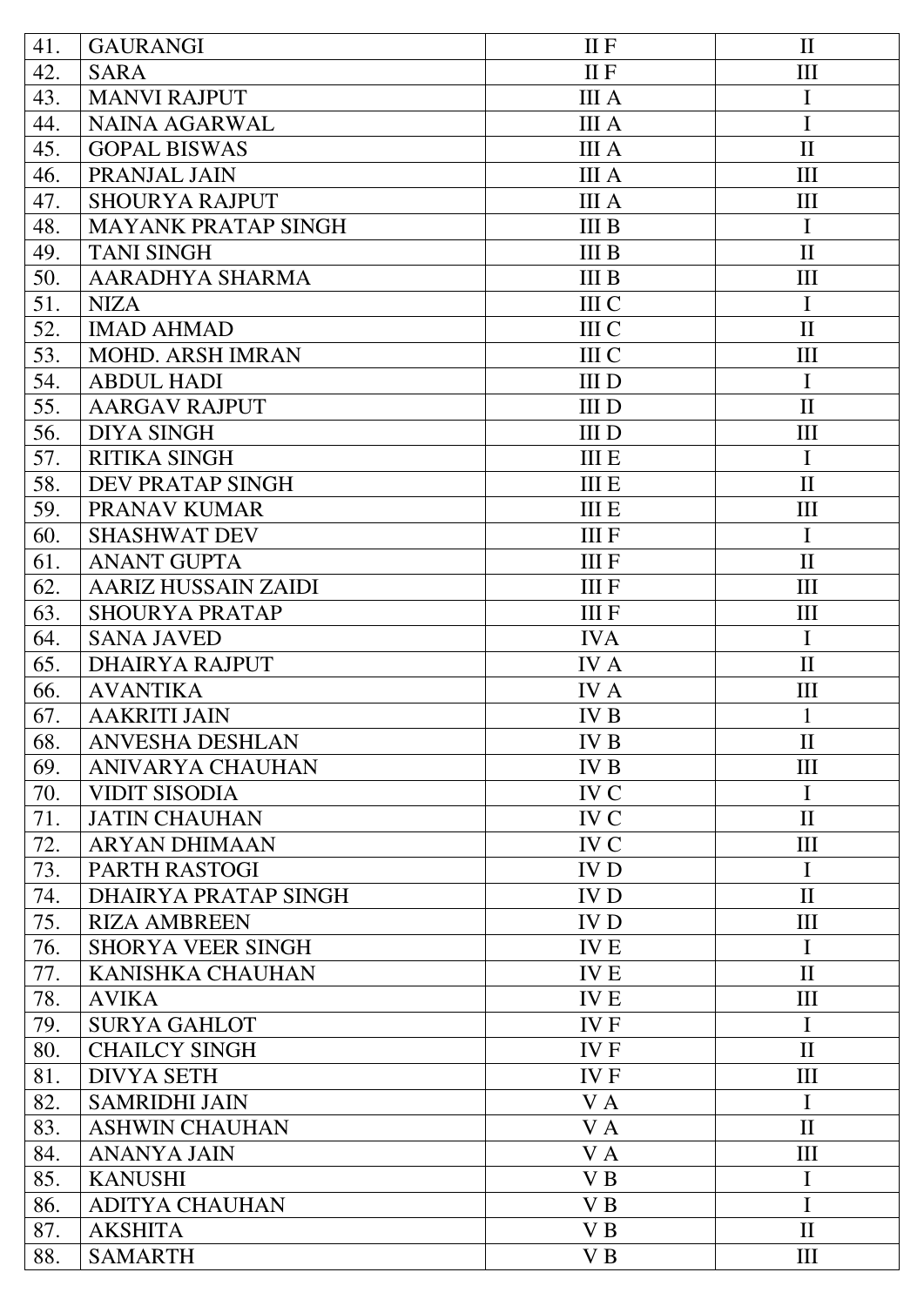| 41. | GAURANGI | II F | II |
|---|---|---|---|
| 42. | SARA | II F | III |
| 43. | MANVI RAJPUT | III A | I |
| 44. | NAINA AGARWAL | III A | I |
| 45. | GOPAL BISWAS | III A | II |
| 46. | PRANJAL JAIN | III A | III |
| 47. | SHOURYA RAJPUT | III A | III |
| 48. | MAYANK PRATAP SINGH | III B | I |
| 49. | TANI SINGH | III B | II |
| 50. | AARADHYA SHARMA | III B | III |
| 51. | NIZA | III C | I |
| 52. | IMAD AHMAD | III C | II |
| 53. | MOHD. ARSH IMRAN | III C | III |
| 54. | ABDUL HADI | III D | I |
| 55. | AARGAV RAJPUT | III D | II |
| 56. | DIYA SINGH | III D | III |
| 57. | RITIKA SINGH | III E | I |
| 58. | DEV PRATAP SINGH | III E | II |
| 59. | PRANAV KUMAR | III E | III |
| 60. | SHASHWAT DEV | III F | I |
| 61. | ANANT GUPTA | III F | II |
| 62. | AARIZ HUSSAIN ZAIDI | III F | III |
| 63. | SHOURYA PRATAP | III F | III |
| 64. | SANA JAVED | IVA | I |
| 65. | DHAIRYA RAJPUT | IV A | II |
| 66. | AVANTIKA | IV A | III |
| 67. | AAKRITI JAIN | IV B | 1 |
| 68. | ANVESHA DESHLAN | IV B | II |
| 69. | ANIVARYA CHAUHAN | IV B | III |
| 70. | VIDIT SISODIA | IV C | I |
| 71. | JATIN CHAUHAN | IV C | II |
| 72. | ARYAN DHIMAAN | IV C | III |
| 73. | PARTH RASTOGI | IV D | I |
| 74. | DHAIRYA PRATAP SINGH | IV D | II |
| 75. | RIZA AMBREEN | IV D | III |
| 76. | SHORYA VEER SINGH | IV E | I |
| 77. | KANISHKA CHAUHAN | IV E | II |
| 78. | AVIKA | IV E | III |
| 79. | SURYA GAHLOT | IV F | I |
| 80. | CHAILCY SINGH | IV F | II |
| 81. | DIVYA SETH | IV F | III |
| 82. | SAMRIDHI JAIN | V A | I |
| 83. | ASHWIN CHAUHAN | V A | II |
| 84. | ANANYA JAIN | V A | III |
| 85. | KANUSHI | V B | I |
| 86. | ADITYA CHAUHAN | V B | I |
| 87. | AKSHITA | V B | II |
| 88. | SAMARTH | V B | III |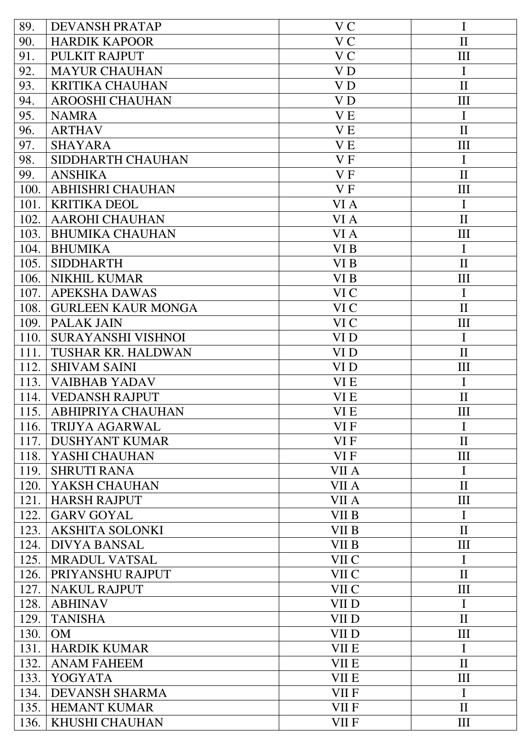| | | | |
|---|---|---|---|
| 89. | DEVANSH PRATAP | V C | I |
| 90. | HARDIK KAPOOR | V C | II |
| 91. | PULKIT RAJPUT | V C | III |
| 92. | MAYUR CHAUHAN | V D | I |
| 93. | KRITIKA CHAUHAN | V D | II |
| 94. | AROOSHI CHAUHAN | V D | III |
| 95. | NAMRA | V E | I |
| 96. | ARTHAV | V E | II |
| 97. | SHAYARA | V E | III |
| 98. | SIDDHARTH CHAUHAN | V F | I |
| 99. | ANSHIKA | V F | II |
| 100. | ABHISHRI CHAUHAN | V F | III |
| 101. | KRITIKA DEOL | VI A | I |
| 102. | AAROHI CHAUHAN | VI A | II |
| 103. | BHUMIKA CHAUHAN | VI A | III |
| 104. | BHUMIKA | VI B | I |
| 105. | SIDDHARTH | VI B | II |
| 106. | NIKHIL KUMAR | VI B | III |
| 107. | APEKSHA DAWAS | VI C | I |
| 108. | GURLEEN KAUR MONGA | VI C | II |
| 109. | PALAK JAIN | VI C | III |
| 110. | SURAYANSHI VISHNOI | VI D | I |
| 111. | TUSHAR KR. HALDWAN | VI D | II |
| 112. | SHIVAM SAINI | VI D | III |
| 113. | VAIBHAB YADAV | VI E | I |
| 114. | VEDANSH RAJPUT | VI E | II |
| 115. | ABHIPRIYA CHAUHAN | VI E | III |
| 116. | TRIJYA AGARWAL | VI F | I |
| 117. | DUSHYANT KUMAR | VI F | II |
| 118. | YASHI CHAUHAN | VI F | III |
| 119. | SHRUTI RANA | VII A | I |
| 120. | YAKSH CHAUHAN | VII A | II |
| 121. | HARSH RAJPUT | VII A | III |
| 122. | GARV GOYAL | VII B | I |
| 123. | AKSHITA SOLONKI | VII B | II |
| 124. | DIVYA BANSAL | VII B | III |
| 125. | MRADUL VATSAL | VII C | I |
| 126. | PRIYANSHU RAJPUT | VII C | II |
| 127. | NAKUL RAJPUT | VII C | III |
| 128. | ABHINAV | VII D | I |
| 129. | TANISHA | VII D | II |
| 130. | OM | VII D | III |
| 131. | HARDIK KUMAR | VII E | I |
| 132. | ANAM FAHEEM | VII E | II |
| 133. | YOGYATA | VII E | III |
| 134. | DEVANSH SHARMA | VII F | I |
| 135. | HEMANT KUMAR | VII F | II |
| 136. | KHUSHI CHAUHAN | VII F | III |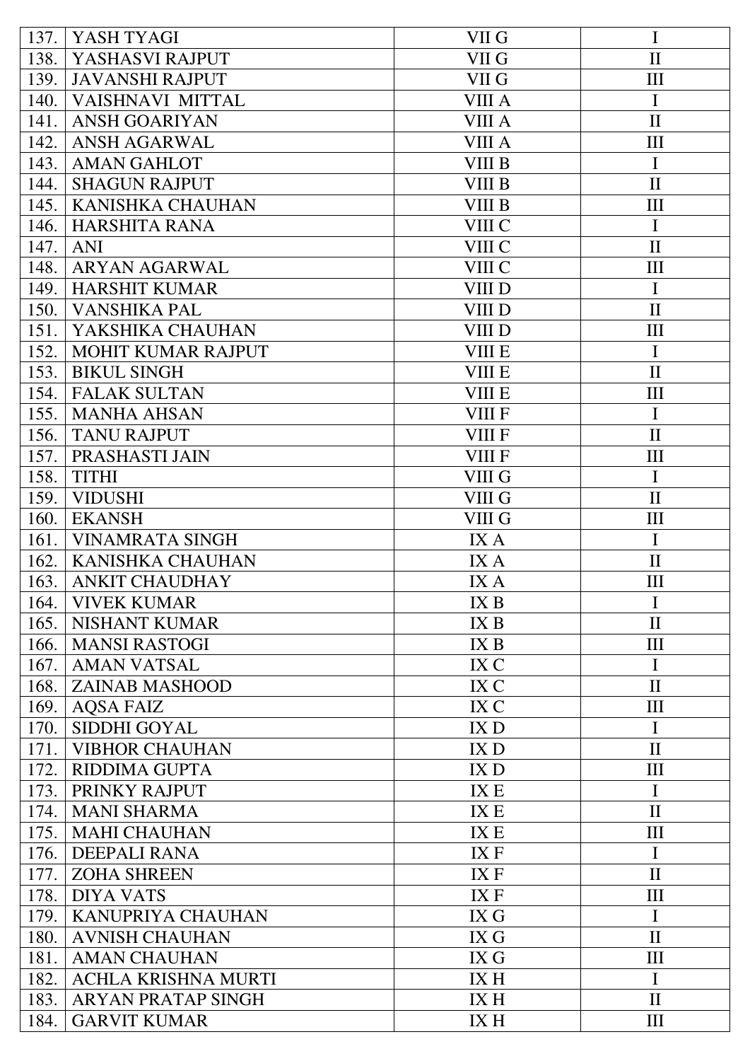| | | | |
|---|---|---|---|
| 137. | YASH TYAGI | VII G | I |
| 138. | YASHASVI RAJPUT | VII G | II |
| 139. | JAVANSHI RAJPUT | VII G | III |
| 140. | VAISHNAVI MITTAL | VIII A | I |
| 141. | ANSH GOARIYAN | VIII A | II |
| 142. | ANSH AGARWAL | VIII A | III |
| 143. | AMAN GAHLOT | VIII B | I |
| 144. | SHAGUN RAJPUT | VIII B | II |
| 145. | KANISHKA CHAUHAN | VIII B | III |
| 146. | HARSHITA RANA | VIII C | I |
| 147. | ANI | VIII C | II |
| 148. | ARYAN AGARWAL | VIII C | III |
| 149. | HARSHIT KUMAR | VIII D | I |
| 150. | VANSHIKA PAL | VIII D | II |
| 151. | YAKSHIKA CHAUHAN | VIII D | III |
| 152. | MOHIT KUMAR RAJPUT | VIII E | I |
| 153. | BIKUL SINGH | VIII E | II |
| 154. | FALAK SULTAN | VIII E | III |
| 155. | MANHA AHSAN | VIII F | I |
| 156. | TANU RAJPUT | VIII F | II |
| 157. | PRASHASTI JAIN | VIII F | III |
| 158. | TITHI | VIII G | I |
| 159. | VIDUSHI | VIII G | II |
| 160. | EKANSH | VIII G | III |
| 161. | VINAMRATA SINGH | IX A | I |
| 162. | KANISHKA CHAUHAN | IX A | II |
| 163. | ANKIT CHAUDHAY | IX A | III |
| 164. | VIVEK KUMAR | IX B | I |
| 165. | NISHANT KUMAR | IX B | II |
| 166. | MANSI RASTOGI | IX B | III |
| 167. | AMAN VATSAL | IX C | I |
| 168. | ZAINAB MASHOOD | IX C | II |
| 169. | AQSA FAIZ | IX C | III |
| 170. | SIDDHI GOYAL | IX D | I |
| 171. | VIBHOR CHAUHAN | IX D | II |
| 172. | RIDDIMA GUPTA | IX D | III |
| 173. | PRINKY RAJPUT | IX E | I |
| 174. | MANI SHARMA | IX E | II |
| 175. | MAHI CHAUHAN | IX E | III |
| 176. | DEEPALI RANA | IX F | I |
| 177. | ZOHA SHREEN | IX F | II |
| 178. | DIYA VATS | IX F | III |
| 179. | KANUPRIYA CHAUHAN | IX G | I |
| 180. | AVNISH CHAUHAN | IX G | II |
| 181. | AMAN CHAUHAN | IX G | III |
| 182. | ACHLA KRISHNA MURTI | IX H | I |
| 183. | ARYAN PRATAP SINGH | IX H | II |
| 184. | GARVIT KUMAR | IX H | III |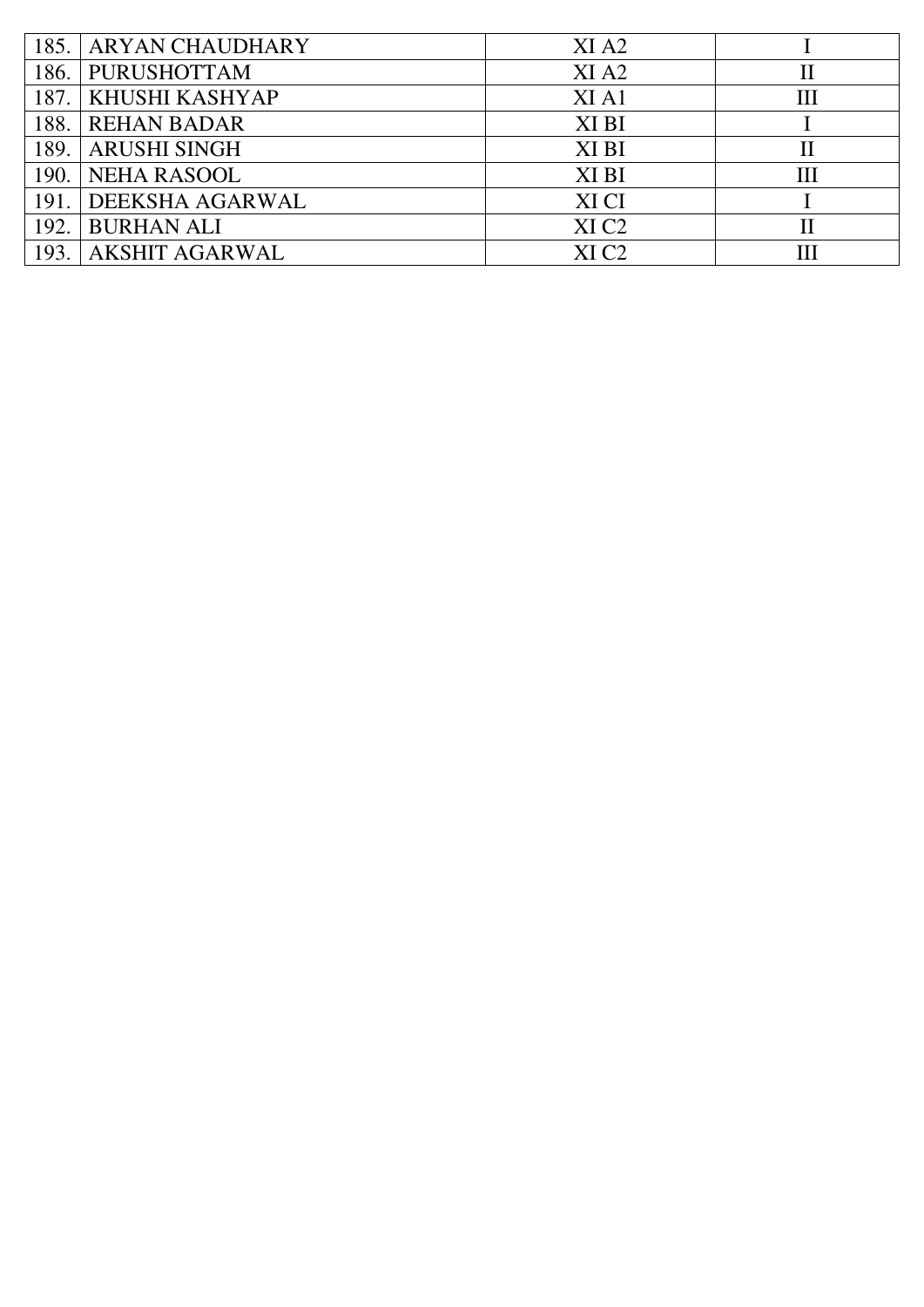| | | | |
|---|---|---|---|
| 185. | ARYAN CHAUDHARY | XI A2 | I |
| 186. | PURUSHOTTAM | XI A2 | II |
| 187. | KHUSHI KASHYAP | XI A1 | III |
| 188. | REHAN BADAR | XI BI | I |
| 189. | ARUSHI SINGH | XI BI | II |
| 190. | NEHA RASOOL | XI BI | III |
| 191. | DEEKSHA AGARWAL | XI CI | I |
| 192. | BURHAN ALI | XI C2 | II |
| 193. | AKSHIT AGARWAL | XI C2 | III |